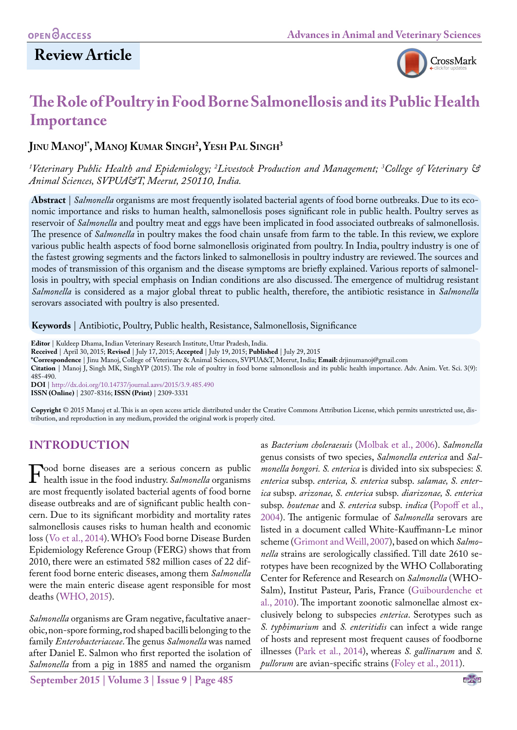Review Article

# The Role of Poultry in Food Borne Salmonellosis and its Public Health Importance

**Jinu Manoj[1*], Manoj Kumar Singh[2], Yesh Pal Singh[3]**

*[1]Veterinary Public Health and Epidemiology; [2]Livestock Production and Management; [3]College of Veterinary & Animal Sciences, SVPUA&T, Meerut, 250110, India.*

**Abstract** | *Salmonella* organisms are most frequently isolated bacterial agents of food borne outbreaks. Due to its economic importance and risks to human health, salmonellosis poses significant role in public health. Poultry serves as reservoir of *Salmonella* and poultry meat and eggs have been implicated in food associated outbreaks of salmonellosis. The presence of *Salmonella* in poultry makes the food chain unsafe from farm to the table. In this review, we explore various public health aspects of food borne salmonellosis originated from poultry. In India, poultry industry is one of the fastest growing segments and the factors linked to salmonellosis in poultry industry are reviewed. The sources and modes of transmission of this organism and the disease symptoms are briefly explained. Various reports of salmonellosis in poultry, with special emphasis on Indian conditions are also discussed. The emergence of multidrug resistant *Salmonella* is considered as a major global threat to public health, therefore, the antibiotic resistance in *Salmonella* serovars associated with poultry is also presented.

**Keywords** | Antibiotic, Poultry, Public health, Resistance, Salmonellosis, Significance

**Editor** | Kuldeep Dhama, Indian Veterinary Research Institute, Uttar Pradesh, India.
**Received** | April 30, 2015; **Revised** | July 17, 2015; **Accepted** | July 19, 2015; **Published** | July 29, 2015
**\*Correspondence** | Jinu Manoj, College of Veterinary & Animal Sciences, SVPUA&T, Meerut, India; **Email:** drjinumanoj@gmail.com
**Citation** | Manoj J, Singh MK, SinghYP (2015). The role of poultry in food borne salmonellosis and its public health importance. Adv. Anim. Vet. Sci. 3(9): 485-490.
**DOI** | http://dx.doi.org/10.14737/journal.aavs/2015/3.9.485.490
**ISSN (Online)** | 2307-8316; **ISSN (Print)** | 2309-3331

**Copyright** © 2015 Manoj et al. This is an open access article distributed under the Creative Commons Attribution License, which permits unrestricted use, distribution, and reproduction in any medium, provided the original work is properly cited.

## INTRODUCTION

Food borne diseases are a serious concern as public health issue in the food industry. *Salmonella* organisms are most frequently isolated bacterial agents of food borne disease outbreaks and are of significant public health concern. Due to its significant morbidity and mortality rates salmonellosis causes risks to human health and economic loss (Vo et al., 2014). WHO's Food borne Disease Burden Epidemiology Reference Group (FERG) shows that from 2010, there were an estimated 582 million cases of 22 different food borne enteric diseases, among them *Salmonella* were the main enteric disease agent responsible for most deaths (WHO, 2015).

*Salmonella* organisms are Gram negative, facultative anaerobic, non-spore forming, rod shaped bacilli belonging to the family *Enterobacteriaceae*. The genus *Salmonella* was named after Daniel E. Salmon who first reported the isolation of *Salmonella* from a pig in 1885 and named the organism as *Bacterium choleraesuis* (Molbak et al., 2006). *Salmonella* genus consists of two species, *Salmonella enterica* and *Salmonella bongori*. *S. enterica* is divided into six subspecies: *S. enterica* subsp. *enterica, S. enterica* subsp. *salamae, S. enterica* subsp. *arizonae, S. enterica* subsp. *diarizonae, S. enterica* subsp. *houtenae* and *S. enterica* subsp. *indica* (Popoff et al., 2004). The antigenic formulae of *Salmonella* serovars are listed in a document called White-Kauffmann-Le minor scheme (Grimont and Weill, 2007), based on which *Salmonella* strains are serologically classified. Till date 2610 serotypes have been recognized by the WHO Collaborating Center for Reference and Research on *Salmonella* (WHO-Salm), Institut Pasteur, Paris, France (Guibourdenche et al., 2010). The important zoonotic salmonellae almost exclusively belong to subspecies *enterica*. Serotypes such as *S. typhimurium* and *S. enteritidis* can infect a wide range of hosts and represent most frequent causes of foodborne illnesses (Park et al., 2014), whereas *S. gallinarum* and *S. pullorum* are avian-specific strains (Foley et al., 2011).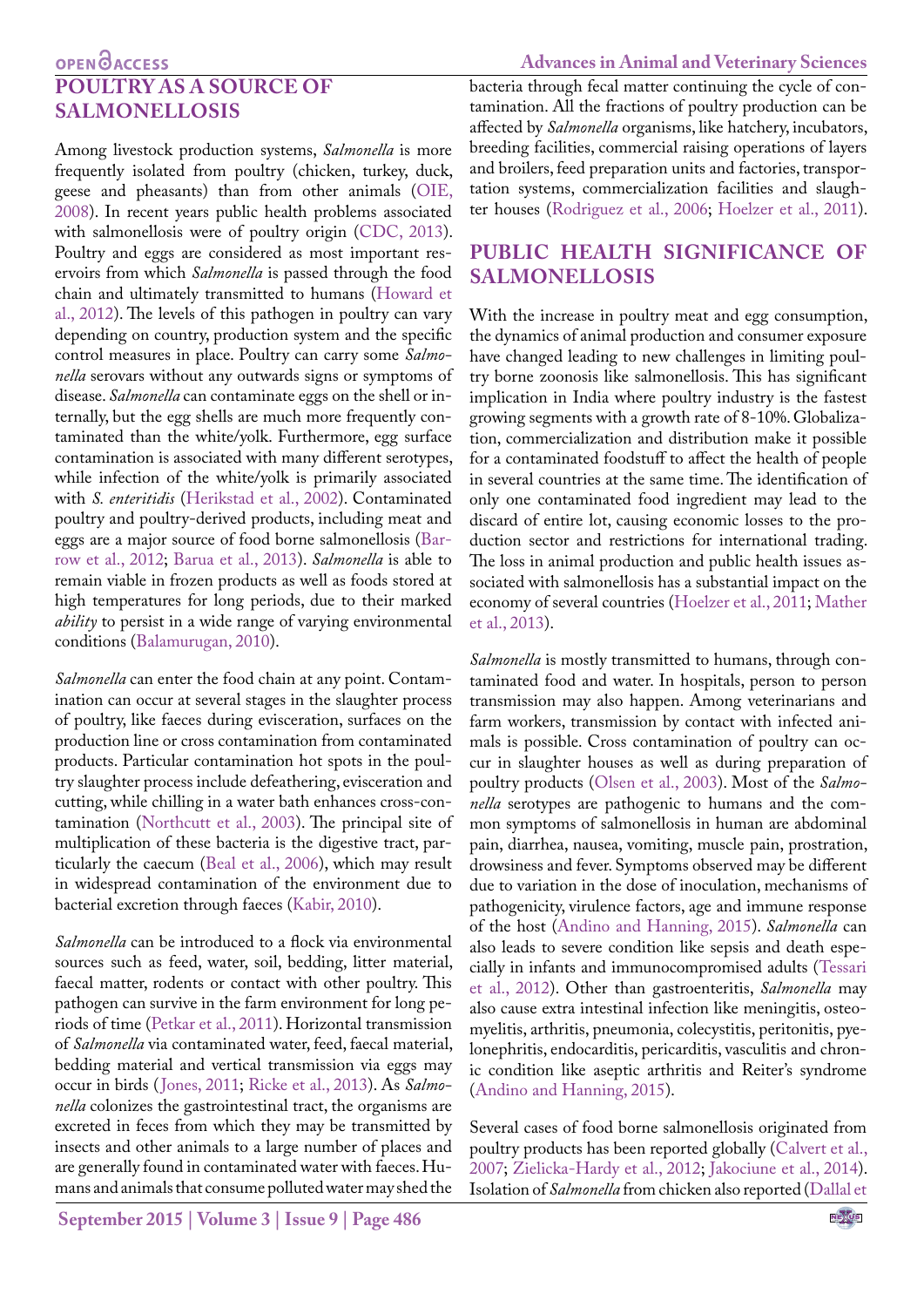## POULTRY AS A SOURCE OF SALMONELLOSIS

Among livestock production systems, *Salmonella* is more frequently isolated from poultry (chicken, turkey, duck, geese and pheasants) than from other animals (OIE, 2008). In recent years public health problems associated with salmonellosis were of poultry origin (CDC, 2013). Poultry and eggs are considered as most important reservoirs from which *Salmonella* is passed through the food chain and ultimately transmitted to humans (Howard et al., 2012). The levels of this pathogen in poultry can vary depending on country, production system and the specific control measures in place. Poultry can carry some *Salmonella* serovars without any outwards signs or symptoms of disease. *Salmonella* can contaminate eggs on the shell or internally, but the egg shells are much more frequently contaminated than the white/yolk. Furthermore, egg surface contamination is associated with many different serotypes, while infection of the white/yolk is primarily associated with *S. enteritidis* (Herikstad et al., 2002). Contaminated poultry and poultry-derived products, including meat and eggs are a major source of food borne salmonellosis (Barrow et al., 2012; Barua et al., 2013). *Salmonella* is able to remain viable in frozen products as well as foods stored at high temperatures for long periods, due to their marked *ability* to persist in a wide range of varying environmental conditions (Balamurugan, 2010).

*Salmonella* can enter the food chain at any point. Contamination can occur at several stages in the slaughter process of poultry, like faeces during evisceration, surfaces on the production line or cross contamination from contaminated products. Particular contamination hot spots in the poultry slaughter process include defeathering, evisceration and cutting, while chilling in a water bath enhances cross-contamination (Northcutt et al., 2003). The principal site of multiplication of these bacteria is the digestive tract, particularly the caecum (Beal et al., 2006), which may result in widespread contamination of the environment due to bacterial excretion through faeces (Kabir, 2010).

*Salmonella* can be introduced to a flock via environmental sources such as feed, water, soil, bedding, litter material, faecal matter, rodents or contact with other poultry. This pathogen can survive in the farm environment for long periods of time (Petkar et al., 2011). Horizontal transmission of *Salmonella* via contaminated water, feed, faecal material, bedding material and vertical transmission via eggs may occur in birds (Jones, 2011; Ricke et al., 2013). As *Salmonella* colonizes the gastrointestinal tract, the organisms are excreted in feces from which they may be transmitted by insects and other animals to a large number of places and are generally found in contaminated water with faeces. Humans and animals that consume polluted water may shed the bacteria through fecal matter continuing the cycle of contamination. All the fractions of poultry production can be affected by *Salmonella* organisms, like hatchery, incubators, breeding facilities, commercial raising operations of layers and broilers, feed preparation units and factories, transportation systems, commercialization facilities and slaughter houses (Rodriguez et al., 2006; Hoelzer et al., 2011).

## PUBLIC HEALTH SIGNIFICANCE OF SALMONELLOSIS

With the increase in poultry meat and egg consumption, the dynamics of animal production and consumer exposure have changed leading to new challenges in limiting poultry borne zoonosis like salmonellosis. This has significant implication in India where poultry industry is the fastest growing segments with a growth rate of 8-10%. Globalization, commercialization and distribution make it possible for a contaminated foodstuff to affect the health of people in several countries at the same time. The identification of only one contaminated food ingredient may lead to the discard of entire lot, causing economic losses to the production sector and restrictions for international trading. The loss in animal production and public health issues associated with salmonellosis has a substantial impact on the economy of several countries (Hoelzer et al., 2011; Mather et al., 2013).

*Salmonella* is mostly transmitted to humans, through contaminated food and water. In hospitals, person to person transmission may also happen. Among veterinarians and farm workers, transmission by contact with infected animals is possible. Cross contamination of poultry can occur in slaughter houses as well as during preparation of poultry products (Olsen et al., 2003). Most of the *Salmonella* serotypes are pathogenic to humans and the common symptoms of salmonellosis in human are abdominal pain, diarrhea, nausea, vomiting, muscle pain, prostration, drowsiness and fever. Symptoms observed may be different due to variation in the dose of inoculation, mechanisms of pathogenicity, virulence factors, age and immune response of the host (Andino and Hanning, 2015). *Salmonella* can also leads to severe condition like sepsis and death especially in infants and immunocompromised adults (Tessari et al., 2012). Other than gastroenteritis, *Salmonella* may also cause extra intestinal infection like meningitis, osteomyelitis, arthritis, pneumonia, colecystitis, peritonitis, pyelonephritis, endocarditis, pericarditis, vasculitis and chronic condition like aseptic arthritis and Reiter's syndrome (Andino and Hanning, 2015).

Several cases of food borne salmonellosis originated from poultry products has been reported globally (Calvert et al., 2007; Zielicka-Hardy et al., 2012; Jakociune et al., 2014). Isolation of *Salmonella* from chicken also reported (Dallal et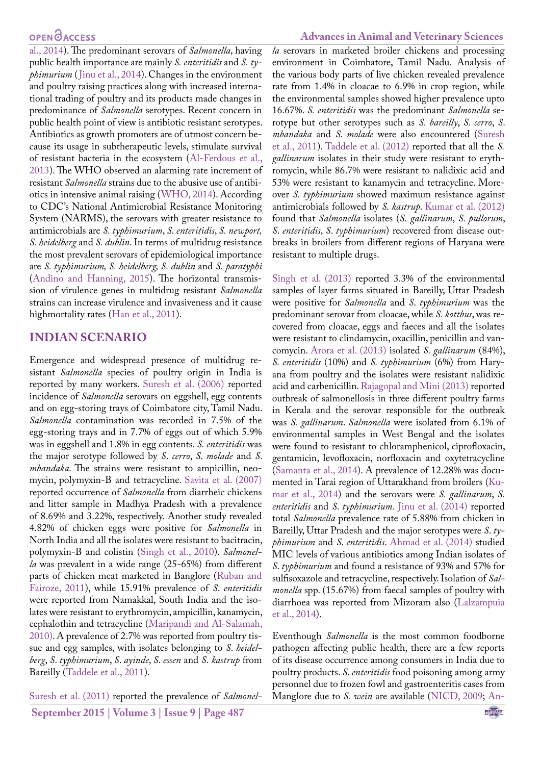al., 2014). The predominant serovars of *Salmonella*, having public health importance are mainly *S. enteritidis* and *S. typhimurium* (Jinu et al., 2014). Changes in the environment and poultry raising practices along with increased international trading of poultry and its products made changes in predominance of *Salmonella* serotypes. Recent concern in public health point of view is antibiotic resistant serotypes. Antibiotics as growth promoters are of utmost concern because its usage in subtherapeutic levels, stimulate survival of resistant bacteria in the ecosystem (Al-Ferdous et al., 2013). The WHO observed an alarming rate increment of resistant *Salmonella* strains due to the abusive use of antibiotics in intensive animal raising (WHO, 2014). According to CDC's National Antimicrobial Resistance Monitoring System (NARMS), the serovars with greater resistance to antimicrobials are *S. typhimurium*, *S. enteritidis*, *S. newport, S. heidelberg* and *S. dublin*. In terms of multidrug resistance the most prevalent serovars of epidemiological importance are *S. typhimurium, S. heidelberg, S. dublin* and *S. paratyphi* (Andino and Hanning, 2015). The horizontal transmission of virulence genes in multidrug resistant *Salmonella* strains can increase virulence and invasiveness and it cause highmortality rates (Han et al., 2011).

## INDIAN SCENARIO

Emergence and widespread presence of multidrug resistant *Salmonella* species of poultry origin in India is reported by many workers. Suresh et al. (2006) reported incidence of *Salmonella* serovars on eggshell, egg contents and on egg-storing trays of Coimbatore city, Tamil Nadu. *Salmonella* contamination was recorded in 7.5% of the egg-storing trays and in 7.7% of eggs out of which 5.9% was in eggshell and 1.8% in egg contents. *S. enteritidis* was the major serotype followed by *S. cerro*, *S. molade* and *S. mbandaka*. The strains were resistant to ampicillin, neomycin, polymyxin-B and tetracycline. Savita et al. (2007) reported occurrence of *Salmonella* from diarrheic chickens and litter sample in Madhya Pradesh with a prevalence of 8.69% and 3.22%, respectively. Another study revealed 4.82% of chicken eggs were positive for *Salmonella* in North India and all the isolates were resistant to bacitracin, polymyxin-B and colistin (Singh et al., 2010). *Salmonella* was prevalent in a wide range (25-65%) from different parts of chicken meat marketed in Banglore (Ruban and Fairoze, 2011), while 15.91% prevalence of *S. enteritidis* were reported from Namakkal, South India and the isolates were resistant to erythromycin, ampicillin, kanamycin, cephalothin and tetracycline (Maripandi and Al-Salamah, 2010). A prevalence of 2.7% was reported from poultry tissue and egg samples, with isolates belonging to *S. heidelberg*, *S. typhimurium*, *S. ayinde*, *S. essen* and *S. kastrup* from Bareilly (Taddele et al., 2011).

Suresh et al. (2011) reported the prevalence of *Salmonella* serovars in marketed broiler chickens and processing environment in Coimbatore, Tamil Nadu. Analysis of the various body parts of live chicken revealed prevalence rate from 1.4% in cloacae to 6.9% in crop region, while the environmental samples showed higher prevalence upto 16.67%. *S. enteritidis* was the predominant *Salmonella* serotype but other serotypes such as *S. bareilly*, *S. cerro*, *S. mbandaka* and *S. molade* were also encountered (Suresh et al., 2011). Taddele et al. (2012) reported that all the *S. gallinarum* isolates in their study were resistant to erythromycin, while 86.7% were resistant to nalidixic acid and 53% were resistant to kanamycin and tetracycline. Moreover *S. typhimurium* showed maximum resistance against antimicrobials followed by *S. kastrup*. Kumar et al. (2012) found that *Salmonella* isolates (*S. gallinarum*, *S. pullorum*, *S. enteritidis*, *S. typhimurium*) recovered from disease outbreaks in broilers from different regions of Haryana were resistant to multiple drugs.

Singh et al. (2013) reported 3.3% of the environmental samples of layer farms situated in Bareilly, Uttar Pradesh were positive for *Salmonella* and *S. typhimurium* was the predominant serovar from cloacae, while *S. kottbus*, was recovered from cloacae, eggs and faeces and all the isolates were resistant to clindamycin, oxacillin, penicillin and vancomycin. Arora et al. (2013) isolated *S. gallinarum* (84%), *S. enteritidis* (10%) and *S. typhimurium* (6%) from Haryana from poultry and the isolates were resistant nalidixic acid and carbenicillin. Rajagopal and Mini (2013) reported outbreak of salmonellosis in three different poultry farms in Kerala and the serovar responsible for the outbreak was *S. gallinarum*. *Salmonella* were isolated from 6.1% of environmental samples in West Bengal and the isolates were found to resistant to chloramphenicol, ciprofloxacin, gentamicin, levofloxacin, norfloxacin and oxytetracycline (Samanta et al., 2014). A prevalence of 12.28% was documented in Tarai region of Uttarakhand from broilers (Kumar et al., 2014) and the serovars were *S. gallinarum*, *S. enteritidis* and *S. typhimurium.* Jinu et al. (2014) reported total *Salmonella* prevalence rate of 5.88% from chicken in Bareilly, Uttar Pradesh and the major serotypes were *S. typhimurium* and *S. enteritidis*. Ahmad et al. (2014) studied MIC levels of various antibiotics among Indian isolates of *S. typhimurium* and found a resistance of 93% and 57% for sulfisoxazole and tetracycline, respectively. Isolation of *Salmonella* spp. (15.67%) from faecal samples of poultry with diarrhoea was reported from Mizoram also (Lalzampuia et al., 2014).

Eventhough *Salmonella* is the most common foodborne pathogen affecting public health, there are a few reports of its disease occurrence among consumers in India due to poultry products. *S. enteritidis* food poisoning among army personnel due to frozen fowl and gastroenteritis cases from Manglore due to *S. wein* are available (NICD, 2009; An-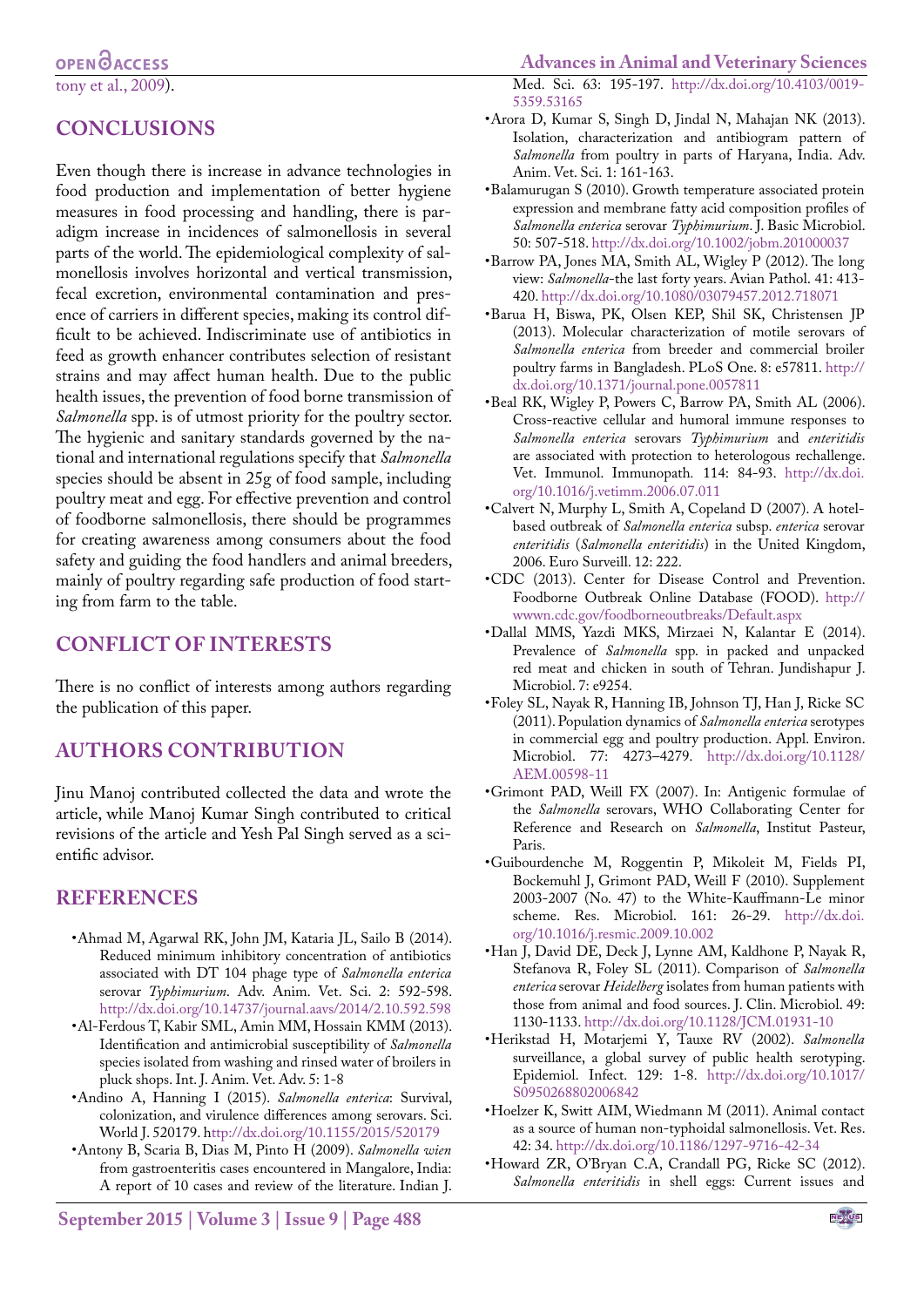tony et al., 2009).

## CONCLUSIONS

Even though there is increase in advance technologies in food production and implementation of better hygiene measures in food processing and handling, there is paradigm increase in incidences of salmonellosis in several parts of the world. The epidemiological complexity of salmonellosis involves horizontal and vertical transmission, fecal excretion, environmental contamination and presence of carriers in different species, making its control difficult to be achieved. Indiscriminate use of antibiotics in feed as growth enhancer contributes selection of resistant strains and may affect human health. Due to the public health issues, the prevention of food borne transmission of *Salmonella* spp. is of utmost priority for the poultry sector. The hygienic and sanitary standards governed by the national and international regulations specify that *Salmonella* species should be absent in 25g of food sample, including poultry meat and egg. For effective prevention and control of foodborne salmonellosis, there should be programmes for creating awareness among consumers about the food safety and guiding the food handlers and animal breeders, mainly of poultry regarding safe production of food starting from farm to the table.

## CONFLICT OF INTERESTS

There is no conflict of interests among authors regarding the publication of this paper.

## AUTHORS CONTRIBUTION

Jinu Manoj contributed collected the data and wrote the article, while Manoj Kumar Singh contributed to critical revisions of the article and Yesh Pal Singh served as a scientific advisor.

## REFERENCES

- Ahmad M, Agarwal RK, John JM, Kataria JL, Sailo B (2014). Reduced minimum inhibitory concentration of antibiotics associated with DT 104 phage type of *Salmonella enterica* serovar *Typhimurium*. Adv. Anim. Vet. Sci. 2: 592-598. http://dx.doi.org/10.14737/journal.aavs/2014/2.10.592.598
- Al-Ferdous T, Kabir SML, Amin MM, Hossain KMM (2013). Identification and antimicrobial susceptibility of *Salmonella* species isolated from washing and rinsed water of broilers in pluck shops. Int. J. Anim. Vet. Adv. 5: 1-8
- Andino A, Hanning I (2015). *Salmonella enterica*: Survival, colonization, and virulence differences among serovars. Sci. World J. 520179. http://dx.doi.org/10.1155/2015/520179
- Antony B, Scaria B, Dias M, Pinto H (2009). *Salmonella wien* from gastroenteritis cases encountered in Mangalore, India: A report of 10 cases and review of the literature. Indian J. Med. Sci. 63: 195-197. http://dx.doi.org/10.4103/0019-5359.53165
- Arora D, Kumar S, Singh D, Jindal N, Mahajan NK (2013). Isolation, characterization and antibiogram pattern of *Salmonella* from poultry in parts of Haryana, India. Adv. Anim. Vet. Sci. 1: 161-163.
- Balamurugan S (2010). Growth temperature associated protein expression and membrane fatty acid composition profiles of *Salmonella enterica* serovar *Typhimurium*. J. Basic Microbiol. 50: 507-518. http://dx.doi.org/10.1002/jobm.201000037
- Barrow PA, Jones MA, Smith AL, Wigley P (2012). The long view: *Salmonella*-the last forty years. Avian Pathol. 41: 413-420. http://dx.doi.org/10.1080/03079457.2012.718071
- Barua H, Biswa, PK, Olsen KEP, Shil SK, Christensen JP (2013). Molecular characterization of motile serovars of *Salmonella enterica* from breeder and commercial broiler poultry farms in Bangladesh. PLoS One. 8: e57811. http://dx.doi.org/10.1371/journal.pone.0057811
- Beal RK, Wigley P, Powers C, Barrow PA, Smith AL (2006). Cross-reactive cellular and humoral immune responses to *Salmonella enterica* serovars *Typhimurium* and *enteritidis* are associated with protection to heterologous rechallenge. Vet. Immunol. Immunopath. 114: 84-93. http://dx.doi.org/10.1016/j.vetimm.2006.07.011
- Calvert N, Murphy L, Smith A, Copeland D (2007). A hotel-based outbreak of *Salmonella enterica* subsp. *enterica* serovar *enteritidis* (*Salmonella enteritidis*) in the United Kingdom, 2006. Euro Surveill. 12: 222.
- CDC (2013). Center for Disease Control and Prevention. Foodborne Outbreak Online Database (FOOD). http://wwwn.cdc.gov/foodborneoutbreaks/Default.aspx
- Dallal MMS, Yazdi MKS, Mirzaei N, Kalantar E (2014). Prevalence of *Salmonella* spp. in packed and unpacked red meat and chicken in south of Tehran. Jundishapur J. Microbiol. 7: e9254.
- Foley SL, Nayak R, Hanning IB, Johnson TJ, Han J, Ricke SC (2011). Population dynamics of *Salmonella enterica* serotypes in commercial egg and poultry production. Appl. Environ. Microbiol. 77: 4273–4279. http://dx.doi.org/10.1128/AEM.00598-11
- Grimont PAD, Weill FX (2007). In: Antigenic formulae of the *Salmonella* serovars, WHO Collaborating Center for Reference and Research on *Salmonella*, Institut Pasteur, Paris.
- Guibourdenche M, Roggentin P, Mikoleit M, Fields PI, Bockemuhl J, Grimont PAD, Weill F (2010). Supplement 2003-2007 (No. 47) to the White-Kauffmann-Le minor scheme. Res. Microbiol. 161: 26-29. http://dx.doi.org/10.1016/j.resmic.2009.10.002
- Han J, David DE, Deck J, Lynne AM, Kaldhone P, Nayak R, Stefanova R, Foley SL (2011). Comparison of *Salmonella enterica* serovar *Heidelberg* isolates from human patients with those from animal and food sources. J. Clin. Microbiol. 49: 1130-1133. http://dx.doi.org/10.1128/JCM.01931-10
- Herikstad H, Motarjemi Y, Tauxe RV (2002). *Salmonella* surveillance, a global survey of public health serotyping. Epidemiol. Infect. 129: 1-8. http://dx.doi.org/10.1017/S0950268802006842
- Hoelzer K, Switt AIM, Wiedmann M (2011). Animal contact as a source of human non-typhoidal salmonellosis. Vet. Res. 42: 34. http://dx.doi.org/10.1186/1297-9716-42-34
- Howard ZR, O'Bryan C.A, Crandall PG, Ricke SC (2012). *Salmonella enteritidis* in shell eggs: Current issues and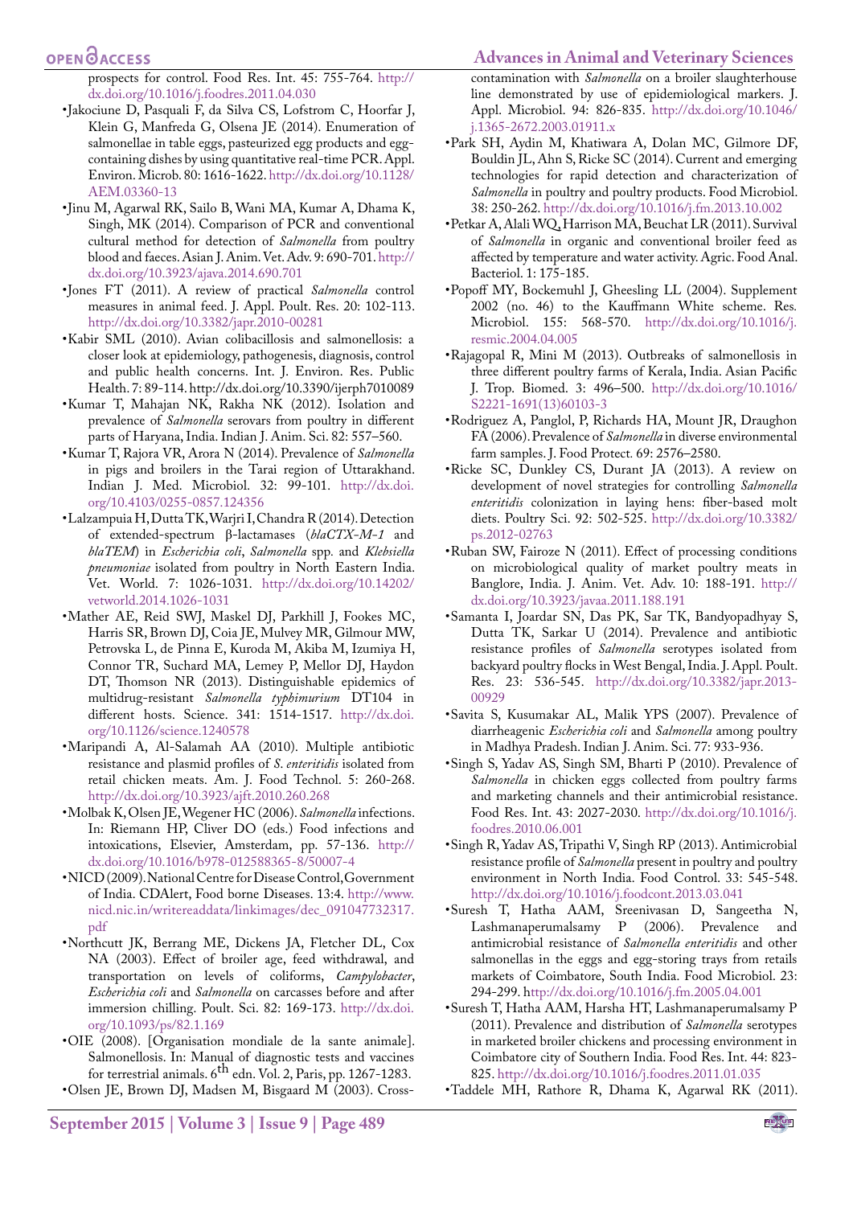prospects for control. Food Res. Int. 45: 755-764. http://dx.doi.org/10.1016/j.foodres.2011.04.030

- Jakociune D, Pasquali F, da Silva CS, Lofstrom C, Hoorfar J, Klein G, Manfreda G, Olsena JE (2014). Enumeration of salmonellae in table eggs, pasteurized egg products and egg-containing dishes by using quantitative real-time PCR. Appl. Environ. Microb. 80: 1616-1622. http://dx.doi.org/10.1128/AEM.03360-13
- Jinu M, Agarwal RK, Sailo B, Wani MA, Kumar A, Dhama K, Singh, MK (2014). Comparison of PCR and conventional cultural method for detection of *Salmonella* from poultry blood and faeces. Asian J. Anim. Vet. Adv. 9: 690-701. http://dx.doi.org/10.3923/ajava.2014.690.701
- Jones FT (2011). A review of practical *Salmonella* control measures in animal feed. J. Appl. Poult. Res. 20: 102-113. http://dx.doi.org/10.3382/japr.2010-00281
- Kabir SML (2010). Avian colibacillosis and salmonellosis: a closer look at epidemiology, pathogenesis, diagnosis, control and public health concerns. Int. J. Environ. Res. Public Health. 7: 89-114. http://dx.doi.org/10.3390/ijerph7010089
- Kumar T, Mahajan NK, Rakha NK (2012). Isolation and prevalence of *Salmonella* serovars from poultry in different parts of Haryana, India. Indian J. Anim. Sci. 82: 557–560.
- Kumar T, Rajora VR, Arora N (2014). Prevalence of *Salmonella* in pigs and broilers in the Tarai region of Uttarakhand. Indian J. Med. Microbiol. 32: 99-101. http://dx.doi.org/10.4103/0255-0857.124356
- Lalzampuia H, Dutta TK, Warjri I, Chandra R (2014). Detection of extended-spectrum β-lactamases (*blaCTX-M-1* and *blaTEM*) in *Escherichia coli*, *Salmonella* spp. and *Klebsiella pneumoniae* isolated from poultry in North Eastern India. Vet. World. 7: 1026-1031. http://dx.doi.org/10.14202/vetworld.2014.1026-1031
- Mather AE, Reid SWJ, Maskel DJ, Parkhill J, Fookes MC, Harris SR, Brown DJ, Coia JE, Mulvey MR, Gilmour MW, Petrovska L, de Pinna E, Kuroda M, Akiba M, Izumiya H, Connor TR, Suchard MA, Lemey P, Mellor DJ, Haydon DT, Thomson NR (2013). Distinguishable epidemics of multidrug-resistant *Salmonella typhimurium* DT104 in different hosts. Science. 341: 1514-1517. http://dx.doi.org/10.1126/science.1240578
- Maripandi A, Al-Salamah AA (2010). Multiple antibiotic resistance and plasmid profiles of *S. enteritidis* isolated from retail chicken meats. Am. J. Food Technol. 5: 260-268. http://dx.doi.org/10.3923/ajft.2010.260.268
- Molbak K, Olsen JE, Wegener HC (2006). *Salmonella* infections. In: Riemann HP, Cliver DO (eds.) Food infections and intoxications, Elsevier, Amsterdam, pp. 57-136. http://dx.doi.org/10.1016/b978-012588365-8/50007-4
- NICD (2009). National Centre for Disease Control, Government of India. CDAlert, Food borne Diseases. 13:4. http://www.nicd.nic.in/writereaddata/linkimages/dec_091047732317.pdf
- Northcutt JK, Berrang ME, Dickens JA, Fletcher DL, Cox NA (2003). Effect of broiler age, feed withdrawal, and transportation on levels of coliforms, *Campylobacter*, *Escherichia coli* and *Salmonella* on carcasses before and after immersion chilling. Poult. Sci. 82: 169-173. http://dx.doi.org/10.1093/ps/82.1.169
- OIE (2008). [Organisation mondiale de la sante animale]. Salmonellosis. In: Manual of diagnostic tests and vaccines for terrestrial animals. 6th edn. Vol. 2, Paris, pp. 1267-1283.
- Olsen JE, Brown DJ, Madsen M, Bisgaard M (2003). Cross-contamination with *Salmonella* on a broiler slaughterhouse line demonstrated by use of epidemiological markers. J. Appl. Microbiol. 94: 826-835. http://dx.doi.org/10.1046/j.1365-2672.2003.01911.x
- Park SH, Aydin M, Khatiwara A, Dolan MC, Gilmore DF, Bouldin JL, Ahn S, Ricke SC (2014). Current and emerging technologies for rapid detection and characterization of *Salmonella* in poultry and poultry products. Food Microbiol. 38: 250-262. http://dx.doi.org/10.1016/j.fm.2013.10.002
- Petkar A, Alali WQ, Harrison MA, Beuchat LR (2011). Survival of *Salmonella* in organic and conventional broiler feed as affected by temperature and water activity. Agric. Food Anal. Bacteriol. 1: 175-185.
- Popoff MY, Bockemuhl J, Gheesling LL (2004). Supplement 2002 (no. 46) to the Kauffmann White scheme. Res. Microbiol. 155: 568-570. http://dx.doi.org/10.1016/j.resmic.2004.04.005
- Rajagopal R, Mini M (2013). Outbreaks of salmonellosis in three different poultry farms of Kerala, India. Asian Pacific J. Trop. Biomed. 3: 496–500. http://dx.doi.org/10.1016/S2221-1691(13)60103-3
- Rodriguez A, Panglol, P, Richards HA, Mount JR, Draughon FA (2006). Prevalence of *Salmonella* in diverse environmental farm samples. J. Food Protect. 69: 2576–2580.
- Ricke SC, Dunkley CS, Durant JA (2013). A review on development of novel strategies for controlling *Salmonella enteritidis* colonization in laying hens: fiber-based molt diets. Poultry Sci. 92: 502-525. http://dx.doi.org/10.3382/ps.2012-02763
- Ruban SW, Fairoze N (2011). Effect of processing conditions on microbiological quality of market poultry meats in Banglore, India. J. Anim. Vet. Adv. 10: 188-191. http://dx.doi.org/10.3923/javaa.2011.188.191
- Samanta I, Joardar SN, Das PK, Sar TK, Bandyopadhyay S, Dutta TK, Sarkar U (2014). Prevalence and antibiotic resistance profiles of *Salmonella* serotypes isolated from backyard poultry flocks in West Bengal, India. J. Appl. Poult. Res. 23: 536-545. http://dx.doi.org/10.3382/japr.2013-00929
- Savita S, Kusumakar AL, Malik YPS (2007). Prevalence of diarrheagenic *Escherichia coli* and *Salmonella* among poultry in Madhya Pradesh. Indian J. Anim. Sci. 77: 933-936.
- Singh S, Yadav AS, Singh SM, Bharti P (2010). Prevalence of *Salmonella* in chicken eggs collected from poultry farms and marketing channels and their antimicrobial resistance. Food Res. Int. 43: 2027-2030. http://dx.doi.org/10.1016/j.foodres.2010.06.001
- Singh R, Yadav AS, Tripathi V, Singh RP (2013). Antimicrobial resistance profile of *Salmonella* present in poultry and poultry environment in North India. Food Control. 33: 545-548. http://dx.doi.org/10.1016/j.foodcont.2013.03.041
- Suresh T, Hatha AAM, Sreenivasan D, Sangeetha N, Lashmanaperumalsamy P (2006). Prevalence and antimicrobial resistance of *Salmonella enteritidis* and other salmonellas in the eggs and egg-storing trays from retails markets of Coimbatore, South India. Food Microbiol. 23: 294-299. http://dx.doi.org/10.1016/j.fm.2005.04.001
- Suresh T, Hatha AAM, Harsha HT, Lashmanaperumalsamy P (2011). Prevalence and distribution of *Salmonella* serotypes in marketed broiler chickens and processing environment in Coimbatore city of Southern India. Food Res. Int. 44: 823-825. http://dx.doi.org/10.1016/j.foodres.2011.01.035
- Taddele MH, Rathore R, Dhama K, Agarwal RK (2011).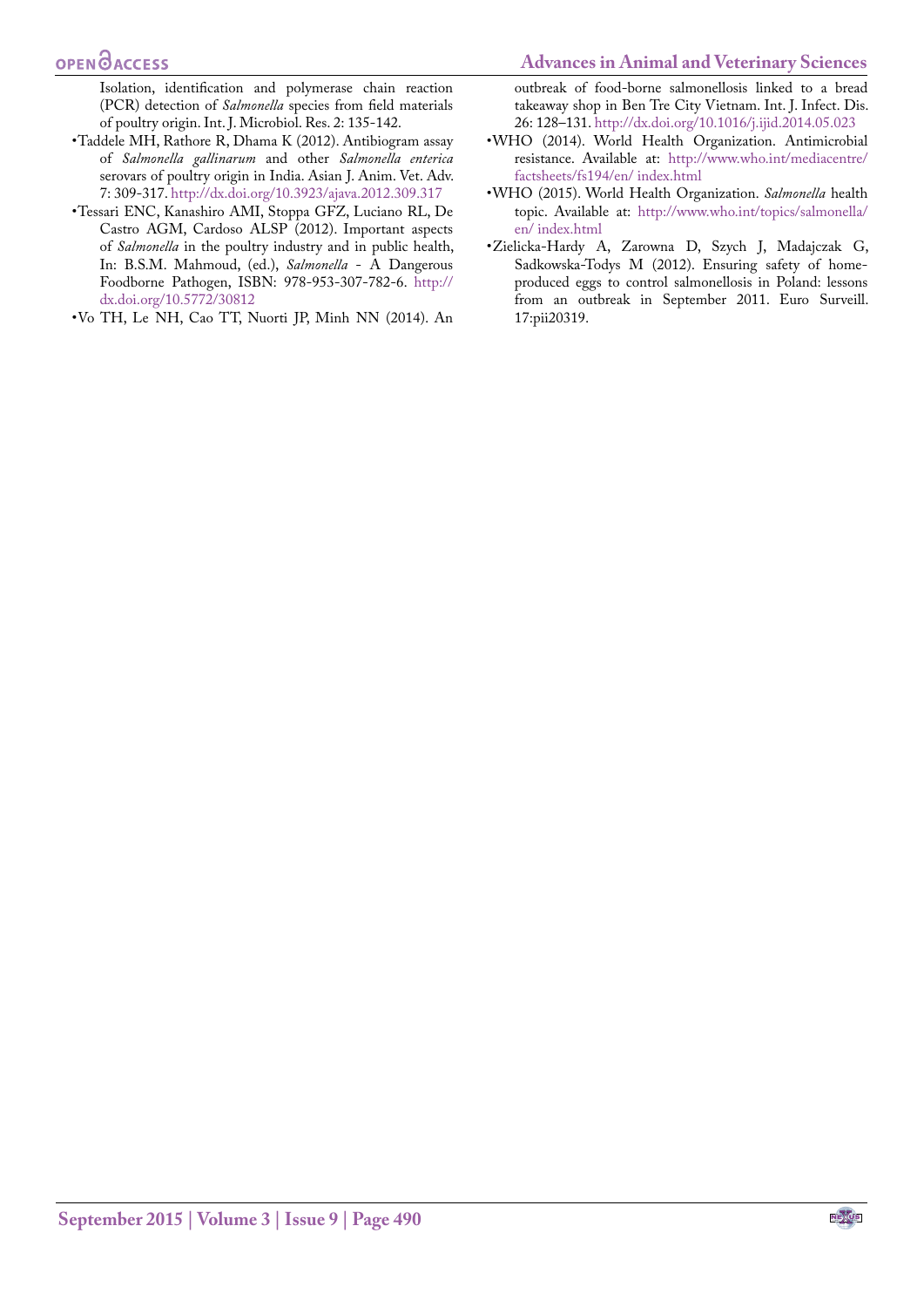Isolation, identification and polymerase chain reaction (PCR) detection of *Salmonella* species from field materials of poultry origin. Int. J. Microbiol. Res. 2: 135-142.

- Taddele MH, Rathore R, Dhama K (2012). Antibiogram assay of *Salmonella gallinarum* and other *Salmonella enterica* serovars of poultry origin in India. Asian J. Anim. Vet. Adv. 7: 309-317. http://dx.doi.org/10.3923/ajava.2012.309.317
- Tessari ENC, Kanashiro AMI, Stoppa GFZ, Luciano RL, De Castro AGM, Cardoso ALSP (2012). Important aspects of *Salmonella* in the poultry industry and in public health, In: B.S.M. Mahmoud, (ed.), *Salmonella* - A Dangerous Foodborne Pathogen, ISBN: 978-953-307-782-6. http://dx.doi.org/10.5772/30812
- Vo TH, Le NH, Cao TT, Nuorti JP, Minh NN (2014). An outbreak of food-borne salmonellosis linked to a bread takeaway shop in Ben Tre City Vietnam. Int. J. Infect. Dis. 26: 128–131. http://dx.doi.org/10.1016/j.ijid.2014.05.023
- WHO (2014). World Health Organization. Antimicrobial resistance. Available at: http://www.who.int/mediacentre/factsheets/fs194/en/ index.html
- WHO (2015). World Health Organization. *Salmonella* health topic. Available at: http://www.who.int/topics/salmonella/en/ index.html
- Zielicka-Hardy A, Zarowna D, Szych J, Madajczak G, Sadkowska-Todys M (2012). Ensuring safety of home-produced eggs to control salmonellosis in Poland: lessons from an outbreak in September 2011. Euro Surveill. 17:pii20319.